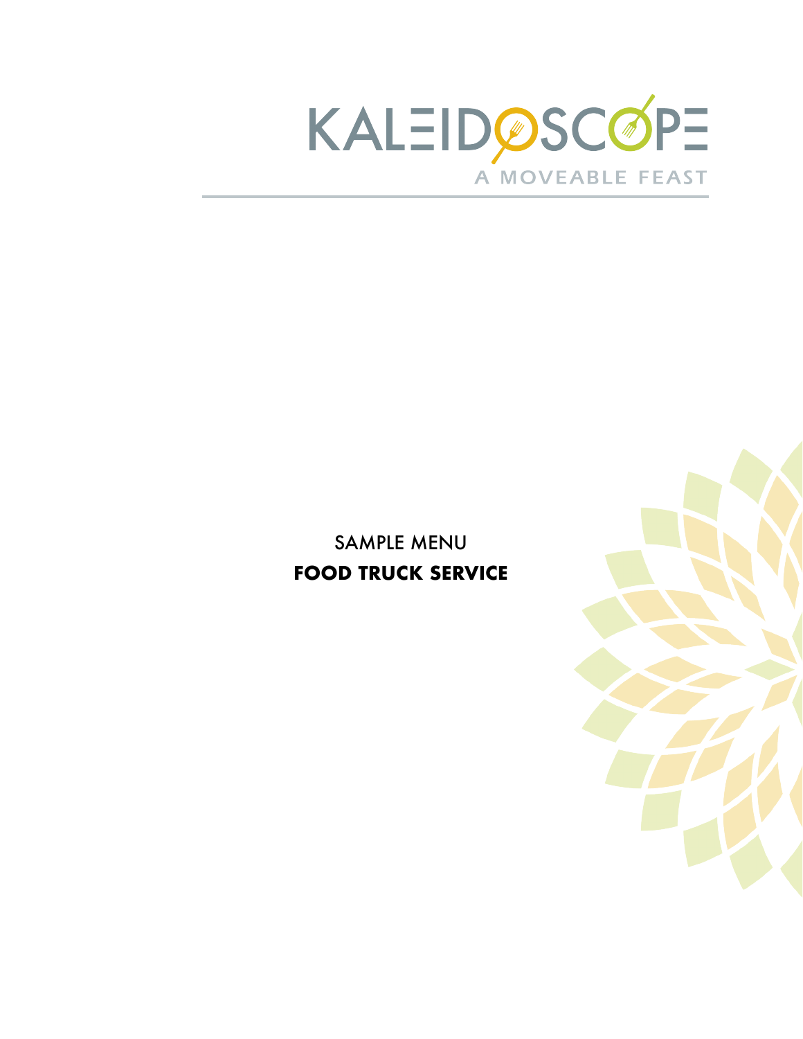# KALEIDOSCOPE

A MOVEABLE FEAST

SAMPLE MENU

**FOOD TRUCK SERVICE**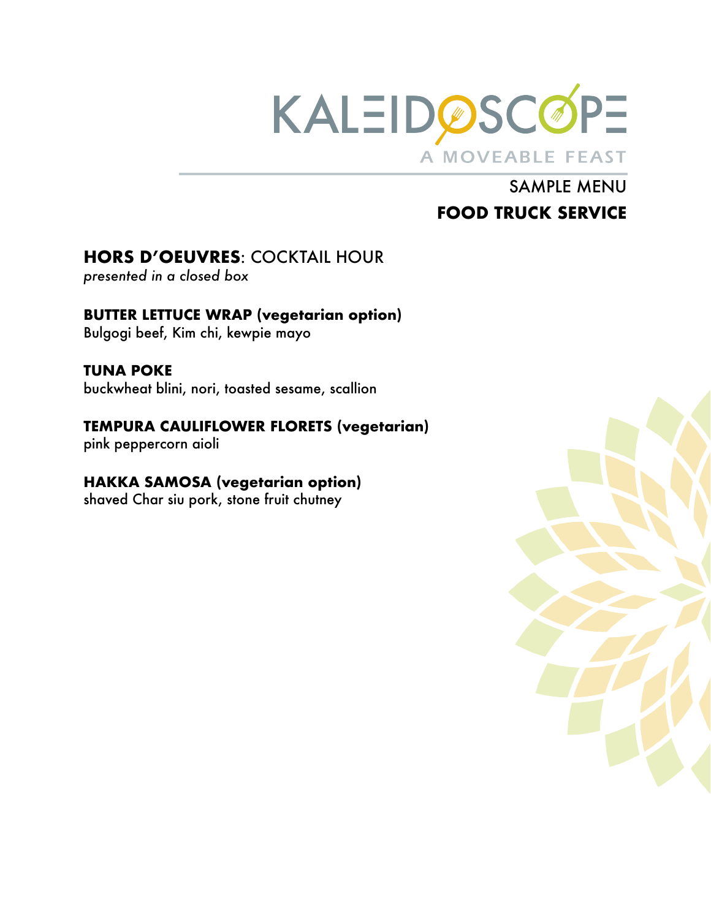# KALEIDOSCOPE

A MOVEABLE FEAST

SAMPLE MENU

**FOOD TRUCK SERVICE**

## **HORS D'OEUVRES**: COCKTAIL HOUR

*presented in a closed box*

**BUTTER LETTUCE WRAP (vegetarian option)**
Bulgogi beef, Kim chi, kewpie mayo

**TUNA POKE**
buckwheat blini, nori, toasted sesame, scallion

**TEMPURA CAULIFLOWER FLORETS (vegetarian)**
pink peppercorn aioli

**HAKKA SAMOSA (vegetarian option)**
shaved Char siu pork, stone fruit chutney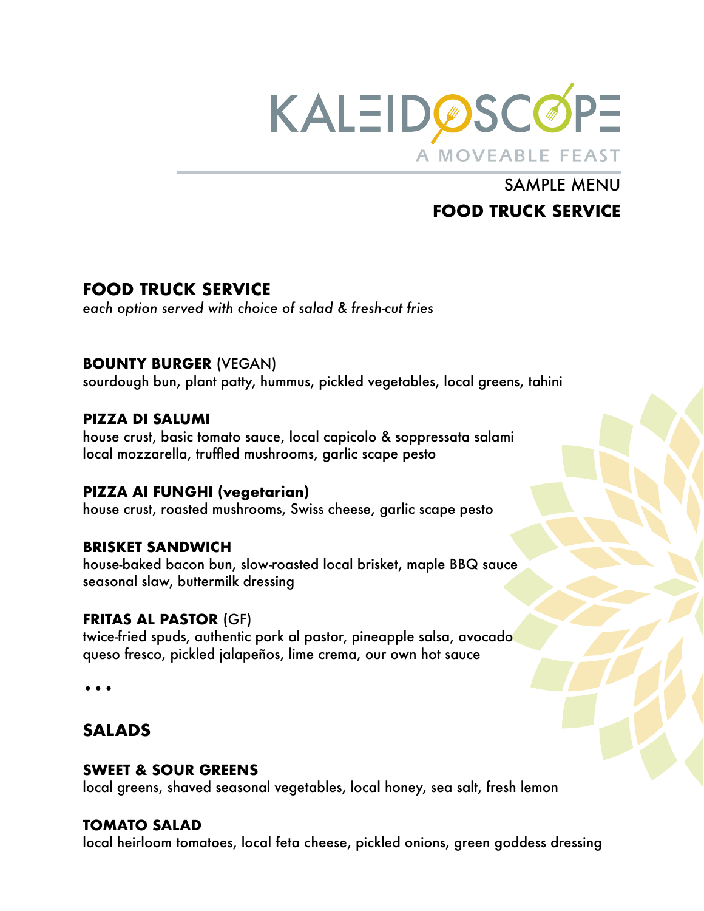# KALEIDOSCOPE

A MOVEABLE FEAST

SAMPLE MENU

**FOOD TRUCK SERVICE**

## FOOD TRUCK SERVICE

*each option served with choice of salad & fresh-cut fries*

**BOUNTY BURGER** (VEGAN)
sourdough bun, plant patty, hummus, pickled vegetables, local greens, tahini

**PIZZA DI SALUMI**
house crust, basic tomato sauce, local capicolo & soppressata salami
local mozzarella, truffled mushrooms, garlic scape pesto

**PIZZA AI FUNGHI (vegetarian)**
house crust, roasted mushrooms, Swiss cheese, garlic scape pesto

**BRISKET SANDWICH**
house-baked bacon bun, slow-roasted local brisket, maple BBQ sauce
seasonal slaw, buttermilk dressing

**FRITAS AL PASTOR** (GF)
twice-fried spuds, authentic pork al pastor, pineapple salsa, avocado
queso fresco, pickled jalapeños, lime crema, our own hot sauce

• • •

## SALADS

**SWEET & SOUR GREENS**
local greens, shaved seasonal vegetables, local honey, sea salt, fresh lemon

**TOMATO SALAD**
local heirloom tomatoes, local feta cheese, pickled onions, green goddess dressing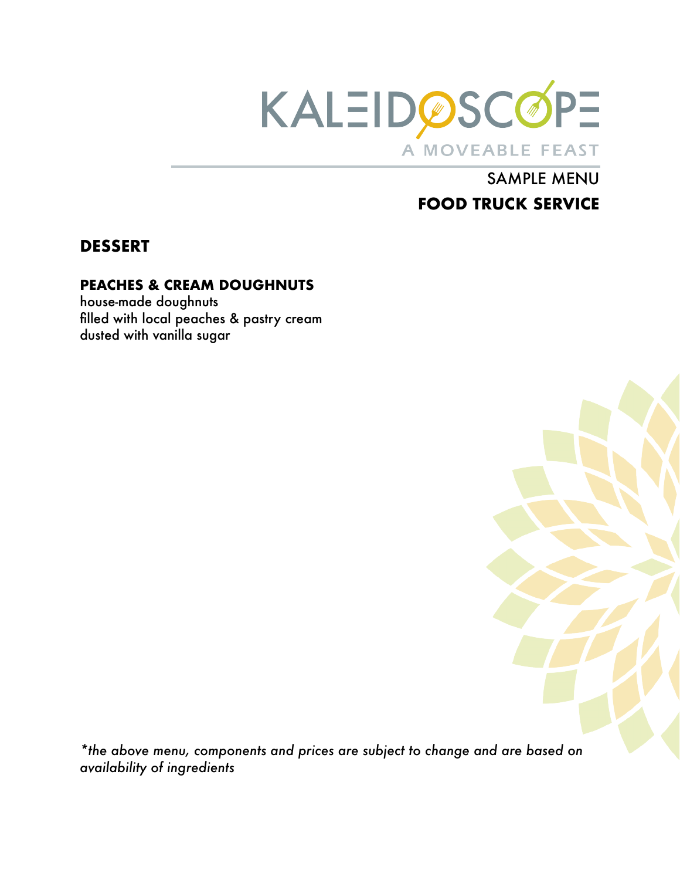# KALEIDOSCOPE

A MOVEABLE FEAST

SAMPLE MENU

**FOOD TRUCK SERVICE**

## DESSERT

**PEACHES & CREAM DOUGHNUTS**
house-made doughnuts
filled with local peaches & pastry cream
dusted with vanilla sugar

*\*the above menu, components and prices are subject to change and are based on availability of ingredients*